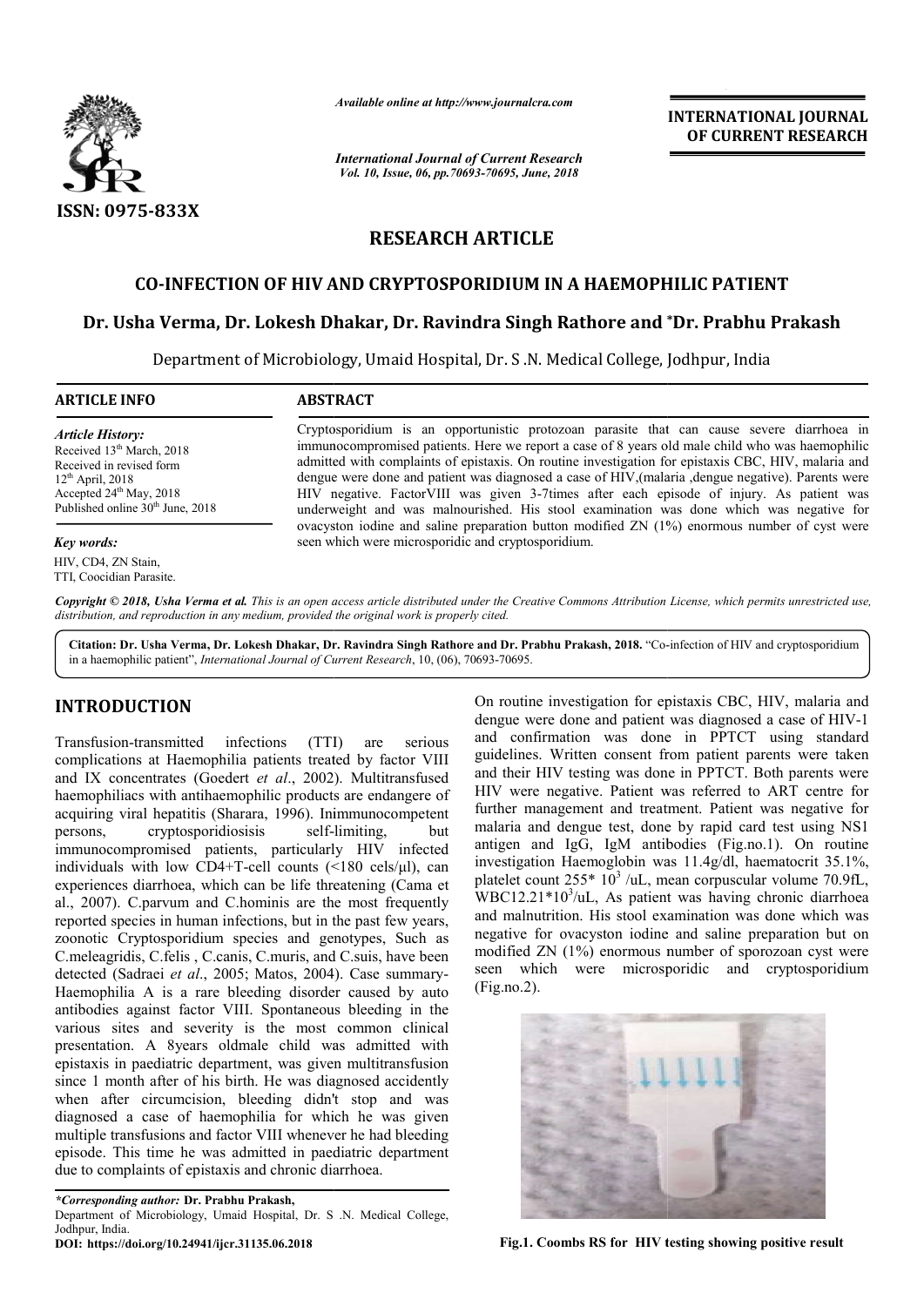*Available online at http://www.journalcra.com*

*International Journal of Current Research*
*Vol. 10, Issue, 06, pp.70693-70695, June, 2018*

**ISSN: 0975-833X**

**INTERNATIONAL JOURNAL OF CURRENT RESEARCH**

# RESEARCH ARTICLE

## CO-INFECTION OF HIV AND CRYPTOSPORIDIUM IN A HAEMOPHILIC PATIENT

**Dr. Usha Verma, Dr. Lokesh Dhakar, Dr. Ravindra Singh Rathore and *Dr. Prabhu Prakash**

Department of Microbiology, Umaid Hospital, Dr. S .N. Medical College, Jodhpur, India

**ARTICLE INFO**

*Article History:*
Received 13th March, 2018
Received in revised form
12th April, 2018
Accepted 24th May, 2018
Published online 30th June, 2018

*Key words:*
HIV, CD4, ZN Stain,
TTI, Coocidian Parasite.

**ABSTRACT**

Cryptosporidium is an opportunistic protozoan parasite that can cause severe diarrhoea in immunocompromised patients. Here we report a case of 8 years old male child who was haemophilic admitted with complaints of epistaxis. On routine investigation for epistaxis CBC, HIV, malaria and dengue were done and patient was diagnosed a case of HIV,(malaria ,dengue negative). Parents were HIV negative. FactorVIII was given 3-7times after each episode of injury. As patient was underweight and was malnourished. His stool examination was done which was negative for ovacyston iodine and saline preparation button modified ZN (1%) enormous number of cyst were seen which were microsporidic and cryptosporidium.

*Copyright © 2018, Usha Verma et al. This is an open access article distributed under the Creative Commons Attribution License, which permits unrestricted use, distribution, and reproduction in any medium, provided the original work is properly cited.*

**Citation: Dr. Usha Verma, Dr. Lokesh Dhakar, Dr. Ravindra Singh Rathore and Dr. Prabhu Prakash, 2018.** "Co-infection of HIV and cryptosporidium in a haemophilic patient", *International Journal of Current Research*, 10, (06), 70693-70695.

# INTRODUCTION

Transfusion-transmitted infections (TTI) are serious complications at Haemophilia patients treated by factor VIII and IX concentrates (Goedert *et al*., 2002). Multitransfused haemophiliacs with antihaemophilic products are endangere of acquiring viral hepatitis (Sharara, 1996). Inimmunocompetent persons, cryptosporidiosisis self-limiting, but immunocompromised patients, particularly HIV infected individuals with low CD4+T-cell counts (<180 cels/μl), can experiences diarrhoea, which can be life threatening (Cama et al., 2007). C.parvum and C.hominis are the most frequently reported species in human infections, but in the past few years, zoonotic Cryptosporidium species and genotypes, Such as C.meleagridis, C.felis , C.canis, C.muris, and C.suis, have been detected (Sadraei *et al*., 2005; Matos, 2004). Case summary-Haemophilia A is a rare bleeding disorder caused by auto antibodies against factor VIII. Spontaneous bleeding in the various sites and severity is the most common clinical presentation. A 8years oldmale child was admitted with epistaxis in paediatric department, was given multitransfusion since 1 month after of his birth. He was diagnosed accidently when after circumcision, bleeding didn't stop and was diagnosed a case of haemophilia for which he was given multiple transfusions and factor VIII whenever he had bleeding episode. This time he was admitted in paediatric department due to complaints of epistaxis and chronic diarrhoea.

On routine investigation for epistaxis CBC, HIV, malaria and dengue were done and patient was diagnosed a case of HIV-1 and confirmation was done in PPTCT using standard guidelines. Written consent from patient parents were taken and their HIV testing was done in PPTCT. Both parents were HIV were negative. Patient was referred to ART centre for further management and treatment. Patient was negative for malaria and dengue test, done by rapid card test using NS1 antigen and IgG, IgM antibodies (Fig.no.1). On routine investigation Haemoglobin was 11.4g/dl, haematocrit 35.1%, platelet count 255* $10^3$ /uL, mean corpuscular volume 70.9fL, WBC12.21*$10^3$/uL, As patient was having chronic diarrhoea and malnutrition. His stool examination was done which was negative for ovacyston iodine and saline preparation but on modified ZN (1%) enormous number of sporozoan cyst were seen which were microsporidic and cryptosporidium (Fig.no.2).

**Fig.1. Coombs RS for HIV testing showing positive result**

**\*Corresponding author: Dr. Prabhu Prakash,**
Department of Microbiology, Umaid Hospital, Dr. S .N. Medical College, Jodhpur, India.
**DOI: https://doi.org/10.24941/ijcr.31135.06.2018**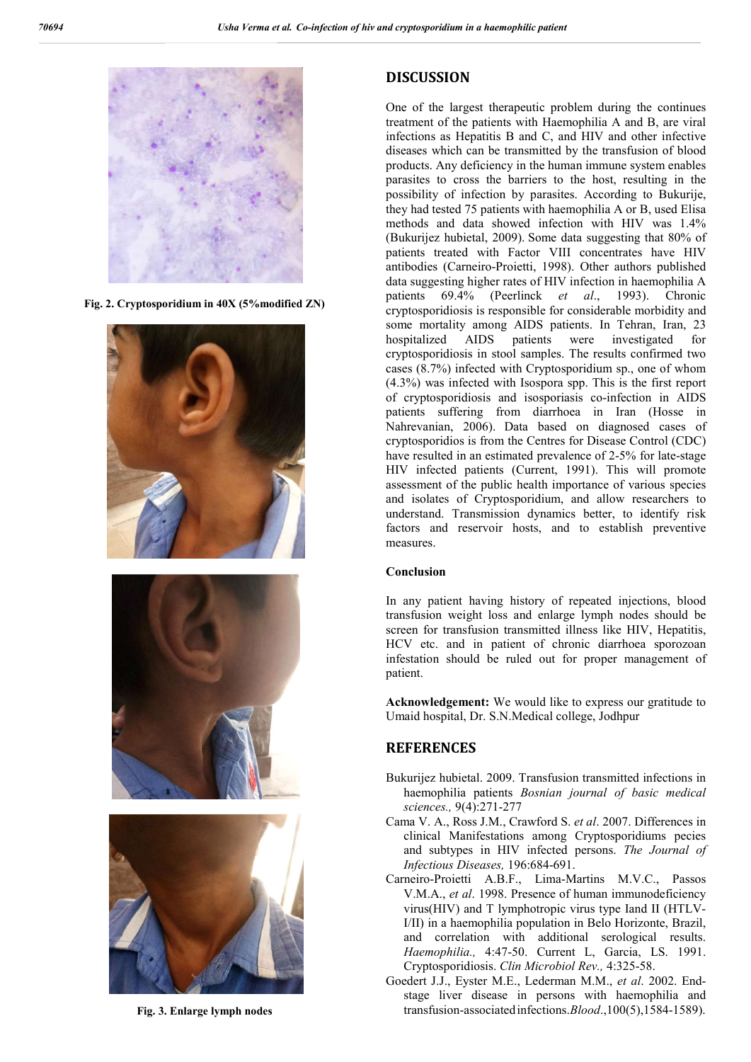Fig. 2. Cryptosporidium in 40X (5%modified ZN)

Fig. 3. Enlarge lymph nodes

## DISCUSSION

One of the largest therapeutic problem during the continues treatment of the patients with Haemophilia A and B, are viral infections as Hepatitis B and C, and HIV and other infective diseases which can be transmitted by the transfusion of blood products. Any deficiency in the human immune system enables parasites to cross the barriers to the host, resulting in the possibility of infection by parasites. According to Bukurije, they had tested 75 patients with haemophilia A or B, used Elisa methods and data showed infection with HIV was 1.4% (Bukurijez hubietal, 2009). Some data suggesting that 80% of patients treated with Factor VIII concentrates have HIV antibodies (Carneiro-Proietti, 1998). Other authors published data suggesting higher rates of HIV infection in haemophilia A patients 69.4% (Peerlinck *et al*., 1993). Chronic cryptosporidiosis is responsible for considerable morbidity and some mortality among AIDS patients. In Tehran, Iran, 23 hospitalized AIDS patients were investigated for cryptosporidiosis in stool samples. The results confirmed two cases (8.7%) infected with Cryptosporidium sp., one of whom (4.3%) was infected with Isospora spp. This is the first report of cryptosporidiosis and isosporiasis co-infection in AIDS patients suffering from diarrhoea in Iran (Hosse in Nahrevanian, 2006). Data based on diagnosed cases of cryptosporidios is from the Centres for Disease Control (CDC) have resulted in an estimated prevalence of 2-5% for late-stage HIV infected patients (Current, 1991). This will promote assessment of the public health importance of various species and isolates of Cryptosporidium, and allow researchers to understand. Transmission dynamics better, to identify risk factors and reservoir hosts, and to establish preventive measures.

### Conclusion

In any patient having history of repeated injections, blood transfusion weight loss and enlarge lymph nodes should be screen for transfusion transmitted illness like HIV, Hepatitis, HCV etc. and in patient of chronic diarrhoea sporozoan infestation should be ruled out for proper management of patient.

**Acknowledgement:** We would like to express our gratitude to Umaid hospital, Dr. S.N.Medical college, Jodhpur

## REFERENCES

Bukurijez hubietal. 2009. Transfusion transmitted infections in haemophilia patients *Bosnian journal of basic medical sciences.,* 9(4):271-277

Cama V. A., Ross J.M., Crawford S. *et al*. 2007. Differences in clinical Manifestations among Cryptosporidiums pecies and subtypes in HIV infected persons. *The Journal of Infectious Diseases,* 196:684-691.

Carneiro-Proietti A.B.F., Lima-Martins M.V.C., Passos V.M.A., *et al*. 1998. Presence of human immunodeficiency virus(HIV) and T lymphotropic virus type Iand II (HTLV-I/II) in a haemophilia population in Belo Horizonte, Brazil, and correlation with additional serological results. *Haemophilia.,* 4:47-50. Current L, Garcia, LS. 1991. Cryptosporidiosis. *Clin Microbiol Rev.,* 4:325-58.

Goedert J.J., Eyster M.E., Lederman M.M., *et al*. 2002. End-stage liver disease in persons with haemophilia and transfusion-associated infections.*Blood*.,100(5),1584-1589).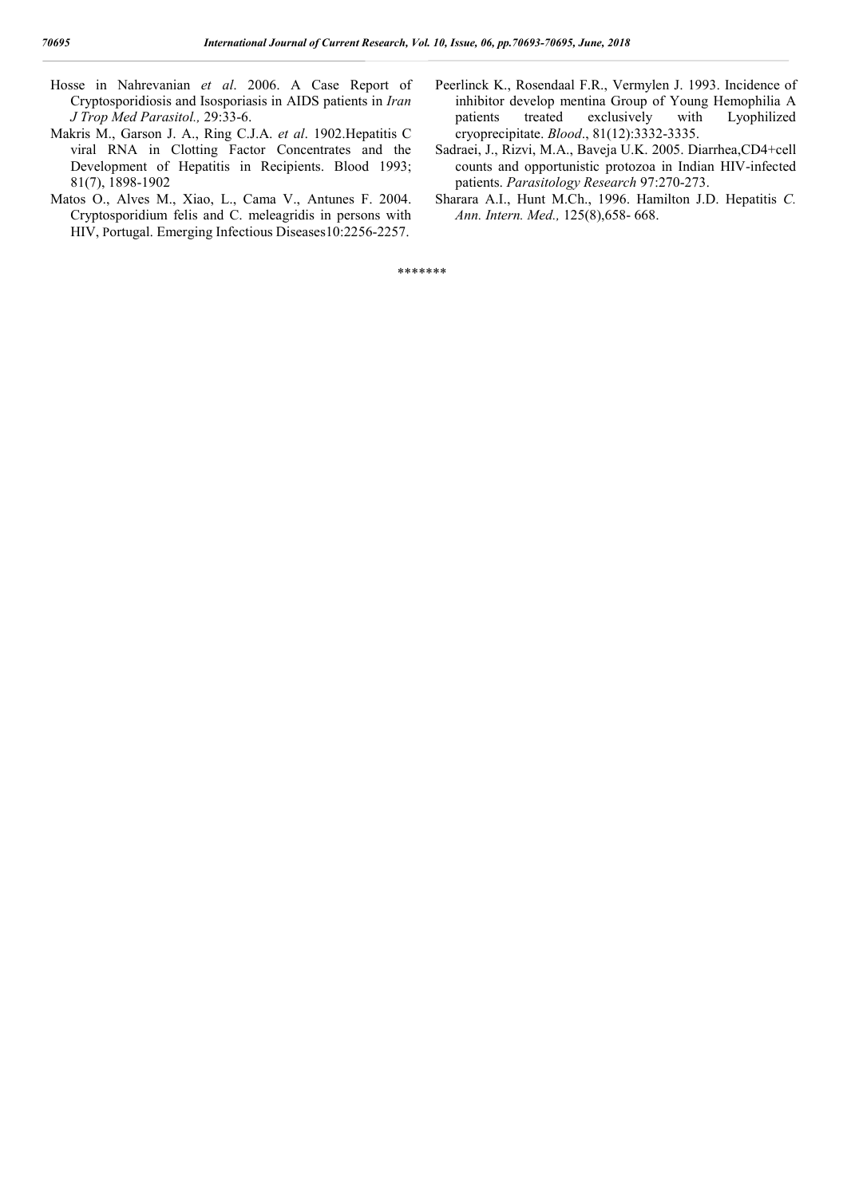Hosse in Nahrevanian *et al*. 2006. A Case Report of Cryptosporidiosis and Isosporiasis in AIDS patients in *Iran J Trop Med Parasitol.,* 29:33-6.

Makris M., Garson J. A., Ring C.J.A. *et al*. 1902.Hepatitis C viral RNA in Clotting Factor Concentrates and the Development of Hepatitis in Recipients. Blood 1993; 81(7), 1898-1902

Matos O., Alves M., Xiao, L., Cama V., Antunes F. 2004. Cryptosporidium felis and C. meleagridis in persons with HIV, Portugal. Emerging Infectious Diseases10:2256-2257.

Peerlinck K., Rosendaal F.R., Vermylen J. 1993. Incidence of inhibitor develop mentina Group of Young Hemophilia A patients treated exclusively with Lyophilized cryoprecipitate. *Blood*., 81(12):3332-3335.

Sadraei, J., Rizvi, M.A., Baveja U.K. 2005. Diarrhea,CD4+cell counts and opportunistic protozoa in Indian HIV-infected patients. *Parasitology Research* 97:270-273.

Sharara A.I., Hunt M.Ch., 1996. Hamilton J.D. Hepatitis *C. Ann. Intern. Med.,* 125(8),658- 668.

\*\*\*\*\*\*\*